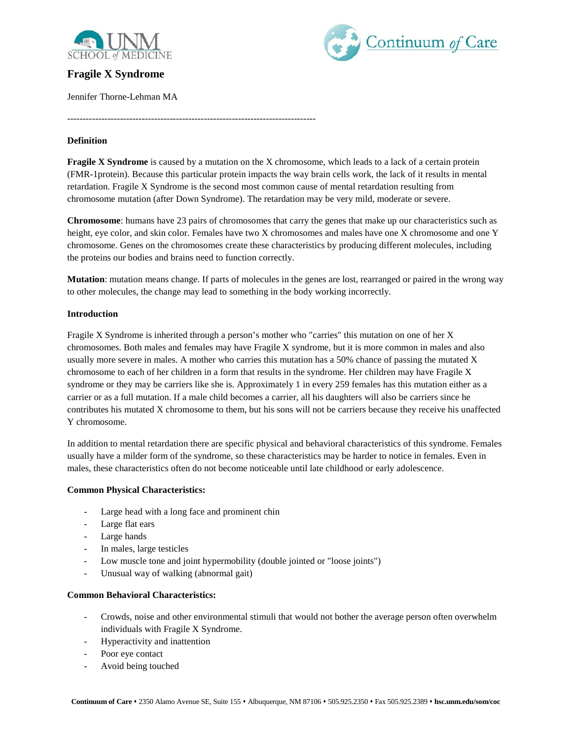# Fragile X Syndrome

Jennifer Thorne-Lehman MA

---

## Definition

**Fragile X Syndrome** is caused by a mutation on the X chromosome, which leads to a lack of a certain protein (FMR-1protein). Because this particular protein impacts the way brain cells work, the lack of it results in mental retardation. Fragile X Syndrome is the second most common cause of mental retardation resulting from chromosome mutation (after Down Syndrome). The retardation may be very mild, moderate or severe.

**Chromosome**: humans have 23 pairs of chromosomes that carry the genes that make up our characteristics such as height, eye color, and skin color. Females have two X chromosomes and males have one X chromosome and one Y chromosome. Genes on the chromosomes create these characteristics by producing different molecules, including the proteins our bodies and brains need to function correctly.

**Mutation**: mutation means change. If parts of molecules in the genes are lost, rearranged or paired in the wrong way to other molecules, the change may lead to something in the body working incorrectly.

## Introduction

Fragile X Syndrome is inherited through a person's mother who "carries" this mutation on one of her X chromosomes. Both males and females may have Fragile X syndrome, but it is more common in males and also usually more severe in males. A mother who carries this mutation has a 50% chance of passing the mutated X chromosome to each of her children in a form that results in the syndrome. Her children may have Fragile X syndrome or they may be carriers like she is. Approximately 1 in every 259 females has this mutation either as a carrier or as a full mutation. If a male child becomes a carrier, all his daughters will also be carriers since he contributes his mutated X chromosome to them, but his sons will not be carriers because they receive his unaffected Y chromosome.

In addition to mental retardation there are specific physical and behavioral characteristics of this syndrome. Females usually have a milder form of the syndrome, so these characteristics may be harder to notice in females. Even in males, these characteristics often do not become noticeable until late childhood or early adolescence.

### Common Physical Characteristics:

- Large head with a long face and prominent chin
- Large flat ears
- Large hands
- In males, large testicles
- Low muscle tone and joint hypermobility (double jointed or "loose joints")
- Unusual way of walking (abnormal gait)

### Common Behavioral Characteristics:

- Crowds, noise and other environmental stimuli that would not bother the average person often overwhelm individuals with Fragile X Syndrome.
- Hyperactivity and inattention
- Poor eye contact
- Avoid being touched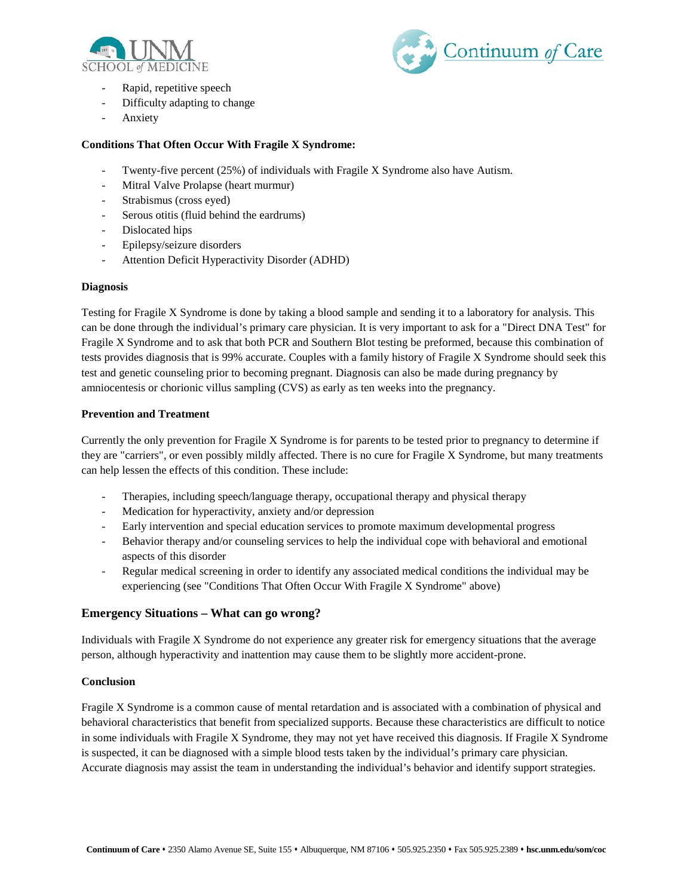- Rapid, repetitive speech
- Difficulty adapting to change
- Anxiety

**Conditions That Often Occur With Fragile X Syndrome:**

- Twenty-five percent (25%) of individuals with Fragile X Syndrome also have Autism.
- Mitral Valve Prolapse (heart murmur)
- Strabismus (cross eyed)
- Serous otitis (fluid behind the eardrums)
- Dislocated hips
- Epilepsy/seizure disorders
- Attention Deficit Hyperactivity Disorder (ADHD)

**Diagnosis**

Testing for Fragile X Syndrome is done by taking a blood sample and sending it to a laboratory for analysis. This can be done through the individual's primary care physician. It is very important to ask for a "Direct DNA Test" for Fragile X Syndrome and to ask that both PCR and Southern Blot testing be preformed, because this combination of tests provides diagnosis that is 99% accurate. Couples with a family history of Fragile X Syndrome should seek this test and genetic counseling prior to becoming pregnant. Diagnosis can also be made during pregnancy by amniocentesis or chorionic villus sampling (CVS) as early as ten weeks into the pregnancy.

**Prevention and Treatment**

Currently the only prevention for Fragile X Syndrome is for parents to be tested prior to pregnancy to determine if they are "carriers", or even possibly mildly affected. There is no cure for Fragile X Syndrome, but many treatments can help lessen the effects of this condition. These include:

- Therapies, including speech/language therapy, occupational therapy and physical therapy
- Medication for hyperactivity, anxiety and/or depression
- Early intervention and special education services to promote maximum developmental progress
- Behavior therapy and/or counseling services to help the individual cope with behavioral and emotional aspects of this disorder
- Regular medical screening in order to identify any associated medical conditions the individual may be experiencing (see "Conditions That Often Occur With Fragile X Syndrome" above)

## Emergency Situations – What can go wrong?

Individuals with Fragile X Syndrome do not experience any greater risk for emergency situations that the average person, although hyperactivity and inattention may cause them to be slightly more accident-prone.

**Conclusion**

Fragile X Syndrome is a common cause of mental retardation and is associated with a combination of physical and behavioral characteristics that benefit from specialized supports. Because these characteristics are difficult to notice in some individuals with Fragile X Syndrome, they may not yet have received this diagnosis. If Fragile X Syndrome is suspected, it can be diagnosed with a simple blood tests taken by the individual's primary care physician. Accurate diagnosis may assist the team in understanding the individual's behavior and identify support strategies.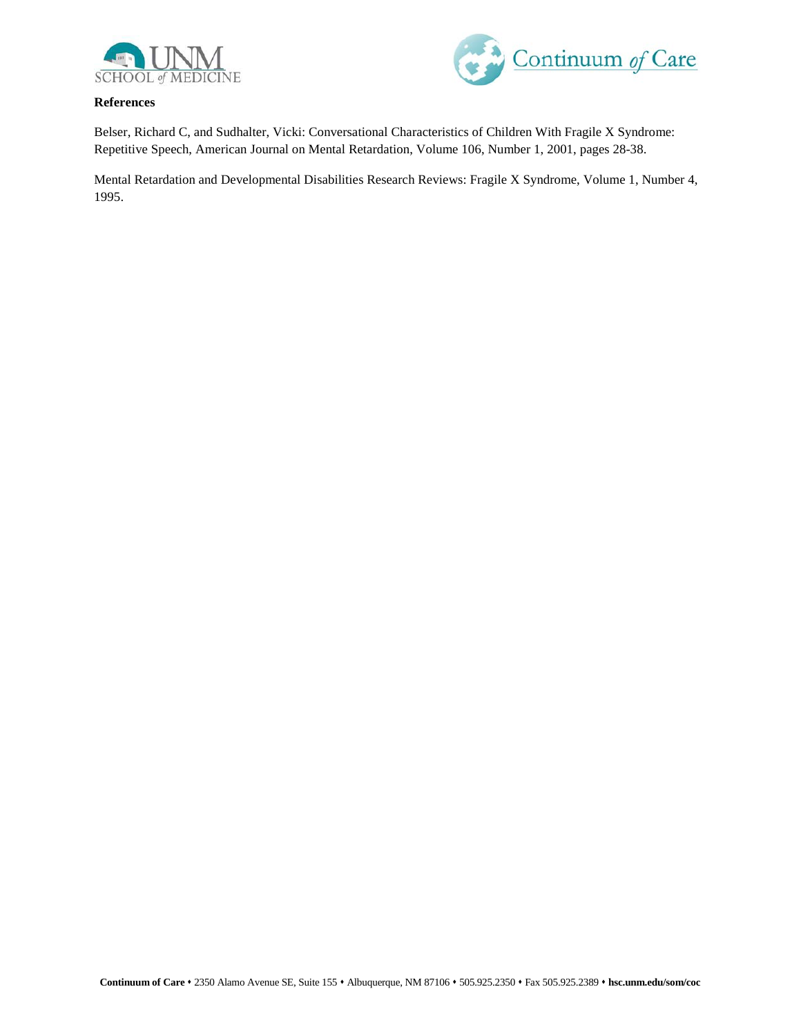**References**

Belser, Richard C, and Sudhalter, Vicki: Conversational Characteristics of Children With Fragile X Syndrome: Repetitive Speech, American Journal on Mental Retardation, Volume 106, Number 1, 2001, pages 28-38.

Mental Retardation and Developmental Disabilities Research Reviews: Fragile X Syndrome, Volume 1, Number 4, 1995.